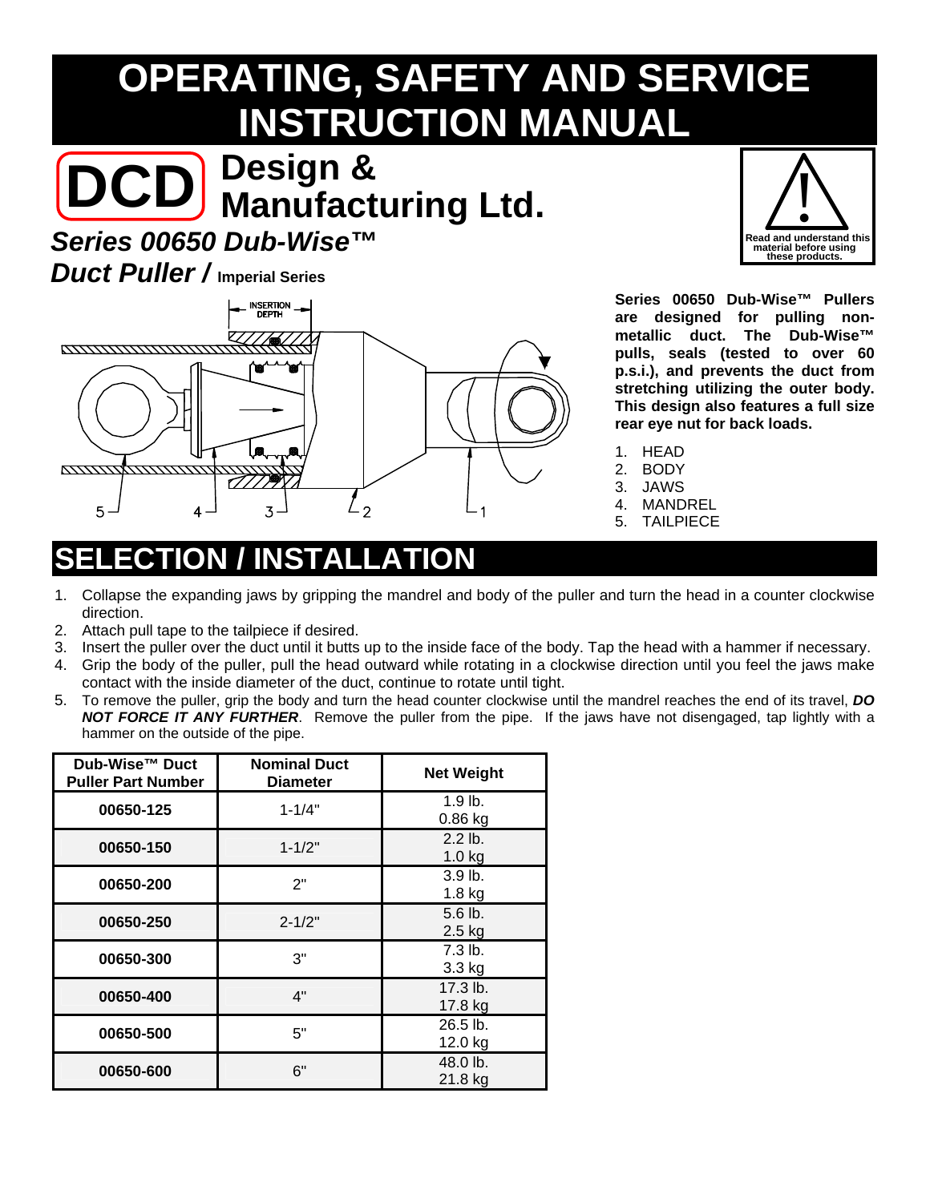# OPERATING, SAFETY AND SERVICE INSTRUCTION MANUAL

**DCD Design & Manufacturing Ltd.**

***Series 00650 Dub-Wise™ Duct Puller /*** **Imperial Series**

Read and understand this material before using these products.

**Series 00650 Dub-Wise™ Pullers are designed for pulling non-metallic duct. The Dub-Wise™ pulls, seals (tested to over 60 p.s.i.), and prevents the duct from stretching utilizing the outer body. This design also features a full size rear eye nut for back loads.**

1. HEAD
2. BODY
3. JAWS
4. MANDREL
5. TAILPIECE

## SELECTION / INSTALLATION

1. Collapse the expanding jaws by gripping the mandrel and body of the puller and turn the head in a counter clockwise direction.
2. Attach pull tape to the tailpiece if desired.
3. Insert the puller over the duct until it butts up to the inside face of the body. Tap the head with a hammer if necessary.
4. Grip the body of the puller, pull the head outward while rotating in a clockwise direction until you feel the jaws make contact with the inside diameter of the duct, continue to rotate until tight.
5. To remove the puller, grip the body and turn the head counter clockwise until the mandrel reaches the end of its travel, ***DO NOT FORCE IT ANY FURTHER***. Remove the puller from the pipe. If the jaws have not disengaged, tap lightly with a hammer on the outside of the pipe.

| Dub-Wise™ Duct Puller Part Number | Nominal Duct Diameter | Net Weight |
|---|---|---|
| **00650-125** | 1-1/4" | 1.9 lb.<br>0.86 kg |
| **00650-150** | 1-1/2" | 2.2 lb.<br>1.0 kg |
| **00650-200** | 2" | 3.9 lb.<br>1.8 kg |
| **00650-250** | 2-1/2" | 5.6 lb.<br>2.5 kg |
| **00650-300** | 3" | 7.3 lb.<br>3.3 kg |
| **00650-400** | 4" | 17.3 lb.<br>17.8 kg |
| **00650-500** | 5" | 26.5 lb.<br>12.0 kg |
| **00650-600** | 6" | 48.0 lb.<br>21.8 kg |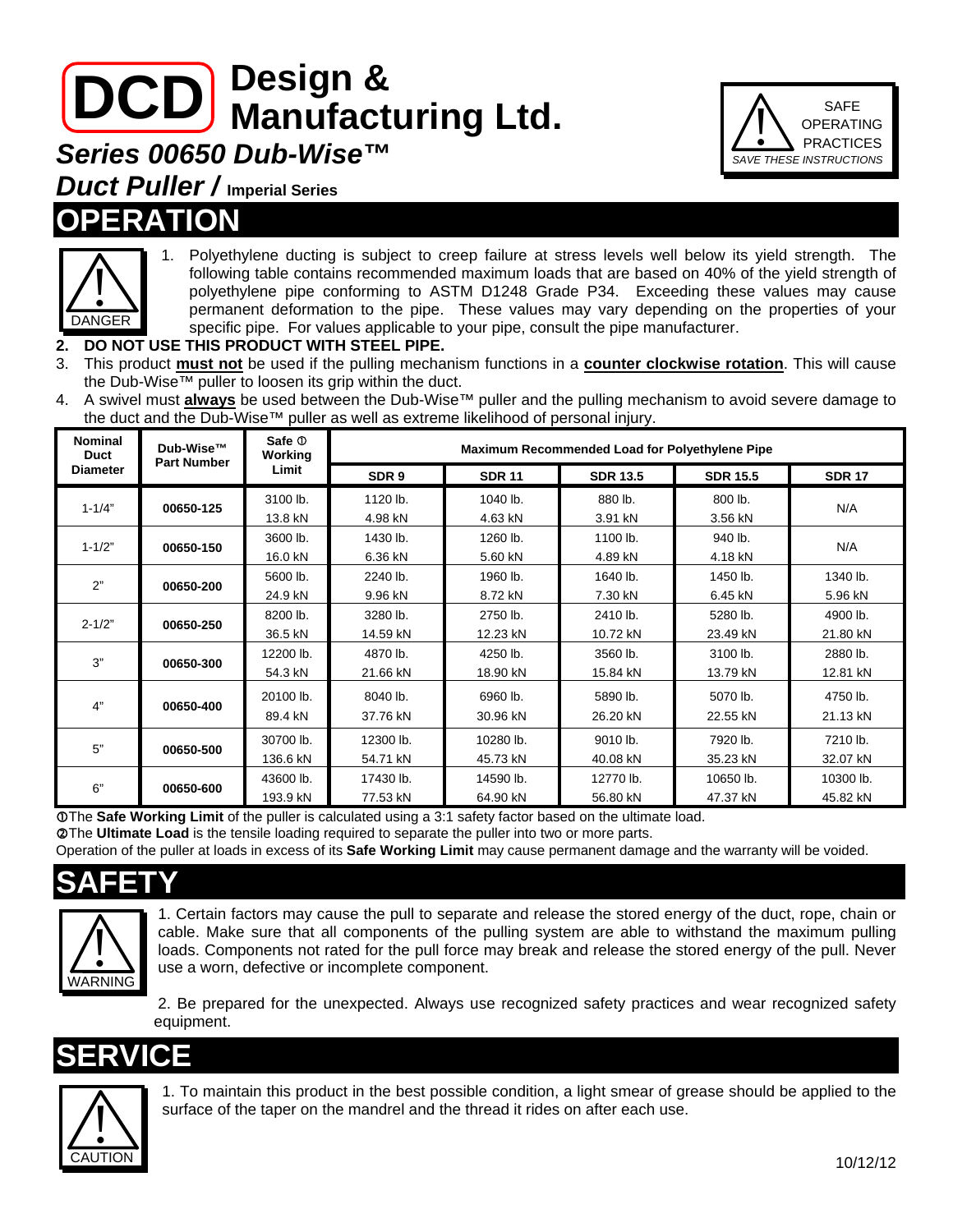# Design & Manufacturing Ltd.

SAFE OPERATING PRACTICES

*SAVE THESE INSTRUCTIONS*

## *Series 00650 Dub-Wise™ Duct Puller /* Imperial Series

## OPERATION

DANGER

1. Polyethylene ducting is subject to creep failure at stress levels well below its yield strength. The following table contains recommended maximum loads that are based on 40% of the yield strength of polyethylene pipe conforming to ASTM D1248 Grade P34. Exceeding these values may cause permanent deformation to the pipe. These values may vary depending on the properties of your specific pipe. For values applicable to your pipe, consult the pipe manufacturer.
2. **DO NOT USE THIS PRODUCT WITH STEEL PIPE.**
3. This product **must not** be used if the pulling mechanism functions in a **counter clockwise rotation**. This will cause the Dub-Wise™ puller to loosen its grip within the duct.
4. A swivel must **always** be used between the Dub-Wise™ puller and the pulling mechanism to avoid severe damage to the duct and the Dub-Wise™ puller as well as extreme likelihood of personal injury.

| Nominal Duct Diameter | Dub-Wise™ Part Number | Safe ① Working Limit | Maximum Recommended Load for Polyethylene Pipe | | | | |
|---|---|---|---|---|---|---|---|
| | | | SDR 9 | SDR 11 | SDR 13.5 | SDR 15.5 | SDR 17 |
| 1-1/4" | 00650-125 | 3100 lb.<br>13.8 kN | 1120 lb.<br>4.98 kN | 1040 lb.<br>4.63 kN | 880 lb.<br>3.91 kN | 800 lb.<br>3.56 kN | N/A |
| 1-1/2" | 00650-150 | 3600 lb.<br>16.0 kN | 1430 lb.<br>6.36 kN | 1260 lb.<br>5.60 kN | 1100 lb.<br>4.89 kN | 940 lb.<br>4.18 kN | N/A |
| 2" | 00650-200 | 5600 lb.<br>24.9 kN | 2240 lb.<br>9.96 kN | 1960 lb.<br>8.72 kN | 1640 lb.<br>7.30 kN | 1450 lb.<br>6.45 kN | 1340 lb.<br>5.96 kN |
| 2-1/2" | 00650-250 | 8200 lb.<br>36.5 kN | 3280 lb.<br>14.59 kN | 2750 lb.<br>12.23 kN | 2410 lb.<br>10.72 kN | 5280 lb.<br>23.49 kN | 4900 lb.<br>21.80 kN |
| 3" | 00650-300 | 12200 lb.<br>54.3 kN | 4870 lb.<br>21.66 kN | 4250 lb.<br>18.90 kN | 3560 lb.<br>15.84 kN | 3100 lb.<br>13.79 kN | 2880 lb.<br>12.81 kN |
| 4" | 00650-400 | 20100 lb.<br>89.4 kN | 8040 lb.<br>37.76 kN | 6960 lb.<br>30.96 kN | 5890 lb.<br>26.20 kN | 5070 lb.<br>22.55 kN | 4750 lb.<br>21.13 kN |
| 5" | 00650-500 | 30700 lb.<br>136.6 kN | 12300 lb.<br>54.71 kN | 10280 lb.<br>45.73 kN | 9010 lb.<br>40.08 kN | 7920 lb.<br>35.23 kN | 7210 lb.<br>32.07 kN |
| 6" | 00650-600 | 43600 lb.<br>193.9 kN | 17430 lb.<br>77.53 kN | 14590 lb.<br>64.90 kN | 12770 lb.<br>56.80 kN | 10650 lb.<br>47.37 kN | 10300 lb.<br>45.82 kN |

①The **Safe Working Limit** of the puller is calculated using a 3:1 safety factor based on the ultimate load.

②The **Ultimate Load** is the tensile loading required to separate the puller into two or more parts.

Operation of the puller at loads in excess of its **Safe Working Limit** may cause permanent damage and the warranty will be voided.

## SAFETY

WARNING

1. Certain factors may cause the pull to separate and release the stored energy of the duct, rope, chain or cable. Make sure that all components of the pulling system are able to withstand the maximum pulling loads. Components not rated for the pull force may break and release the stored energy of the pull. Never use a worn, defective or incomplete component.

2. Be prepared for the unexpected. Always use recognized safety practices and wear recognized safety equipment.

## SERVICE

CAUTION

1. To maintain this product in the best possible condition, a light smear of grease should be applied to the surface of the taper on the mandrel and the thread it rides on after each use.

10/12/12